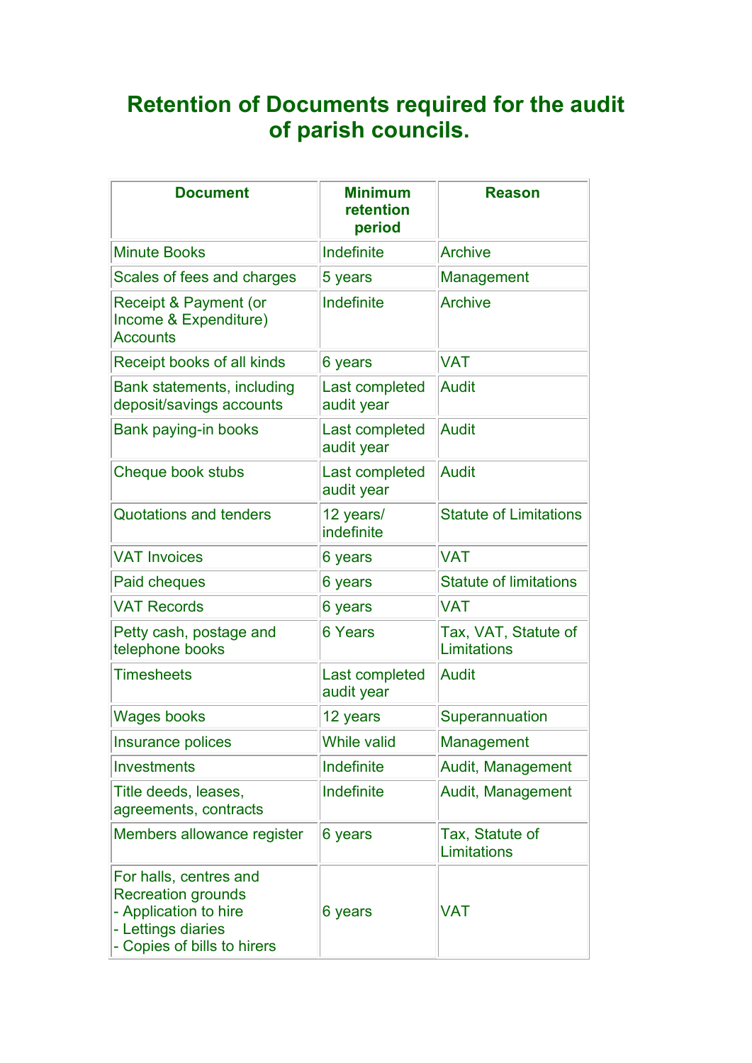# Retention of Documents required for the audit of parish councils.

| Document | Minimum retention period | Reason |
| --- | --- | --- |
| Minute Books | Indefinite | Archive |
| Scales of fees and charges | 5 years | Management |
| Receipt & Payment (or Income & Expenditure) Accounts | Indefinite | Archive |
| Receipt books of all kinds | 6 years | VAT |
| Bank statements, including deposit/savings accounts | Last completed audit year | Audit |
| Bank paying-in books | Last completed audit year | Audit |
| Cheque book stubs | Last completed audit year | Audit |
| Quotations and tenders | 12 years/ indefinite | Statute of Limitations |
| VAT Invoices | 6 years | VAT |
| Paid cheques | 6 years | Statute of limitations |
| VAT Records | 6 years | VAT |
| Petty cash, postage and telephone books | 6 Years | Tax, VAT, Statute of Limitations |
| Timesheets | Last completed audit year | Audit |
| Wages books | 12 years | Superannuation |
| Insurance polices | While valid | Management |
| Investments | Indefinite | Audit, Management |
| Title deeds, leases, agreements, contracts | Indefinite | Audit, Management |
| Members allowance register | 6 years | Tax, Statute of Limitations |
| For halls, centres and Recreation grounds<br>- Application to hire<br>- Lettings diaries<br>- Copies of bills to hirers | 6 years | VAT |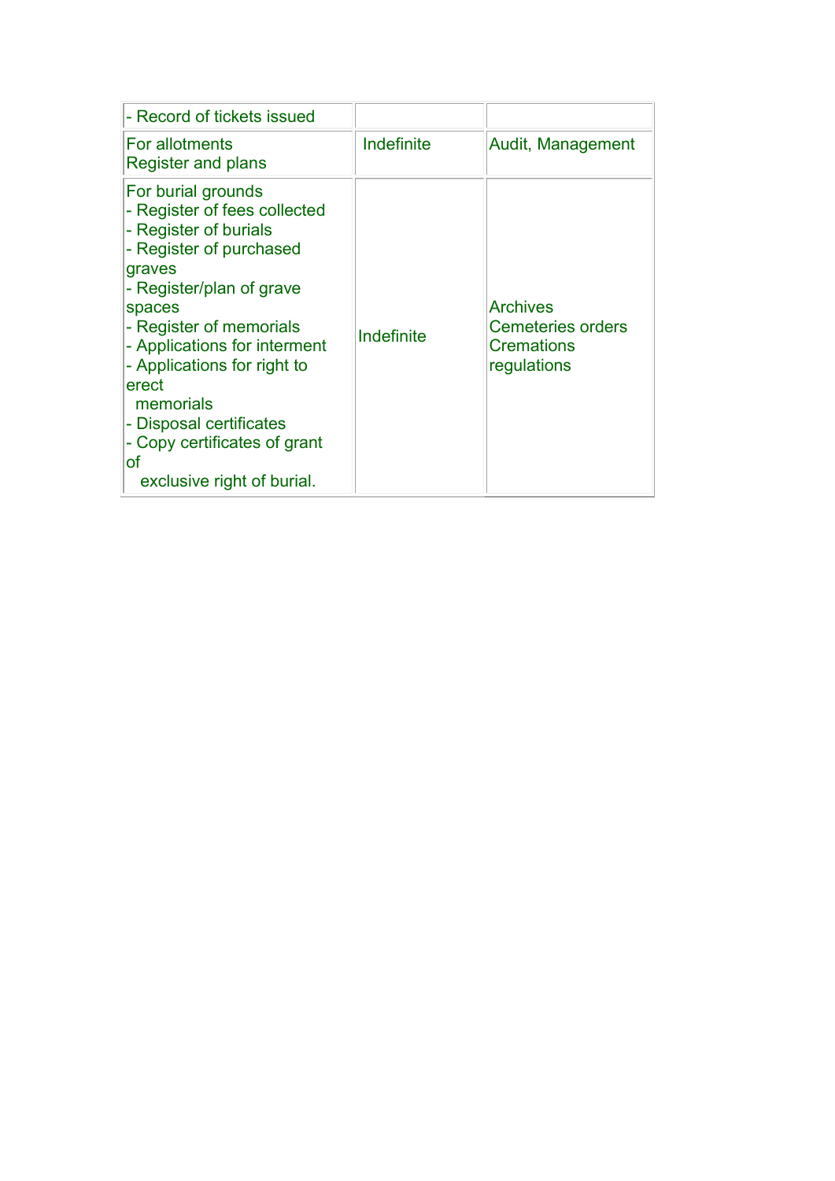| | | |
|---|---|---|
| - Record of tickets issued | | |
| For allotments<br>Register and plans | Indefinite | Audit, Management |
| For burial grounds<br>- Register of fees collected<br>- Register of burials<br>- Register of purchased graves<br>- Register/plan of grave spaces<br>- Register of memorials<br>- Applications for interment<br>- Applications for right to erect memorials<br>- Disposal certificates<br>- Copy certificates of grant of exclusive right of burial. | Indefinite | Archives<br>Cemeteries orders<br>Cremations regulations |